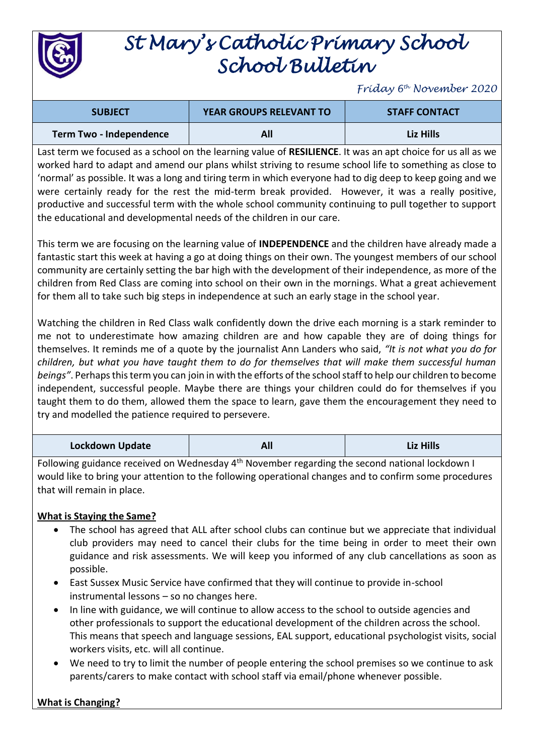# St Mary's Catholic Primary School School Bulletin

*Friday 6th November 2020*

| SUBJECT | YEAR GROUPS RELEVANT TO | STAFF CONTACT |
|---|---|---|
| **Term Two - Independence** | **All** | **Liz Hills** |

Last term we focused as a school on the learning value of **RESILIENCE**. It was an apt choice for us all as we worked hard to adapt and amend our plans whilst striving to resume school life to something as close to 'normal' as possible. It was a long and tiring term in which everyone had to dig deep to keep going and we were certainly ready for the rest the mid-term break provided. However, it was a really positive, productive and successful term with the whole school community continuing to pull together to support the educational and developmental needs of the children in our care.

This term we are focusing on the learning value of **INDEPENDENCE** and the children have already made a fantastic start this week at having a go at doing things on their own. The youngest members of our school community are certainly setting the bar high with the development of their independence, as more of the children from Red Class are coming into school on their own in the mornings. What a great achievement for them all to take such big steps in independence at such an early stage in the school year.

Watching the children in Red Class walk confidently down the drive each morning is a stark reminder to me not to underestimate how amazing children are and how capable they are of doing things for themselves. It reminds me of a quote by the journalist Ann Landers who said, *"It is not what you do for children, but what you have taught them to do for themselves that will make them successful human beings"*. Perhaps this term you can join in with the efforts of the school staff to help our children to become independent, successful people. Maybe there are things your children could do for themselves if you taught them to do them, allowed them the space to learn, gave them the encouragement they need to try and modelled the patience required to persevere.

| SUBJECT | YEAR GROUPS RELEVANT TO | STAFF CONTACT |
|---|---|---|
| **Lockdown Update** | **All** | **Liz Hills** |

Following guidance received on Wednesday 4th November regarding the second national lockdown I would like to bring your attention to the following operational changes and to confirm some procedures that will remain in place.

**What is Staying the Same?**

- The school has agreed that ALL after school clubs can continue but we appreciate that individual club providers may need to cancel their clubs for the time being in order to meet their own guidance and risk assessments. We will keep you informed of any club cancellations as soon as possible.
- East Sussex Music Service have confirmed that they will continue to provide in-school instrumental lessons – so no changes here.
- In line with guidance, we will continue to allow access to the school to outside agencies and other professionals to support the educational development of the children across the school. This means that speech and language sessions, EAL support, educational psychologist visits, social workers visits, etc. will all continue.
- We need to try to limit the number of people entering the school premises so we continue to ask parents/carers to make contact with school staff via email/phone whenever possible.

**What is Changing?**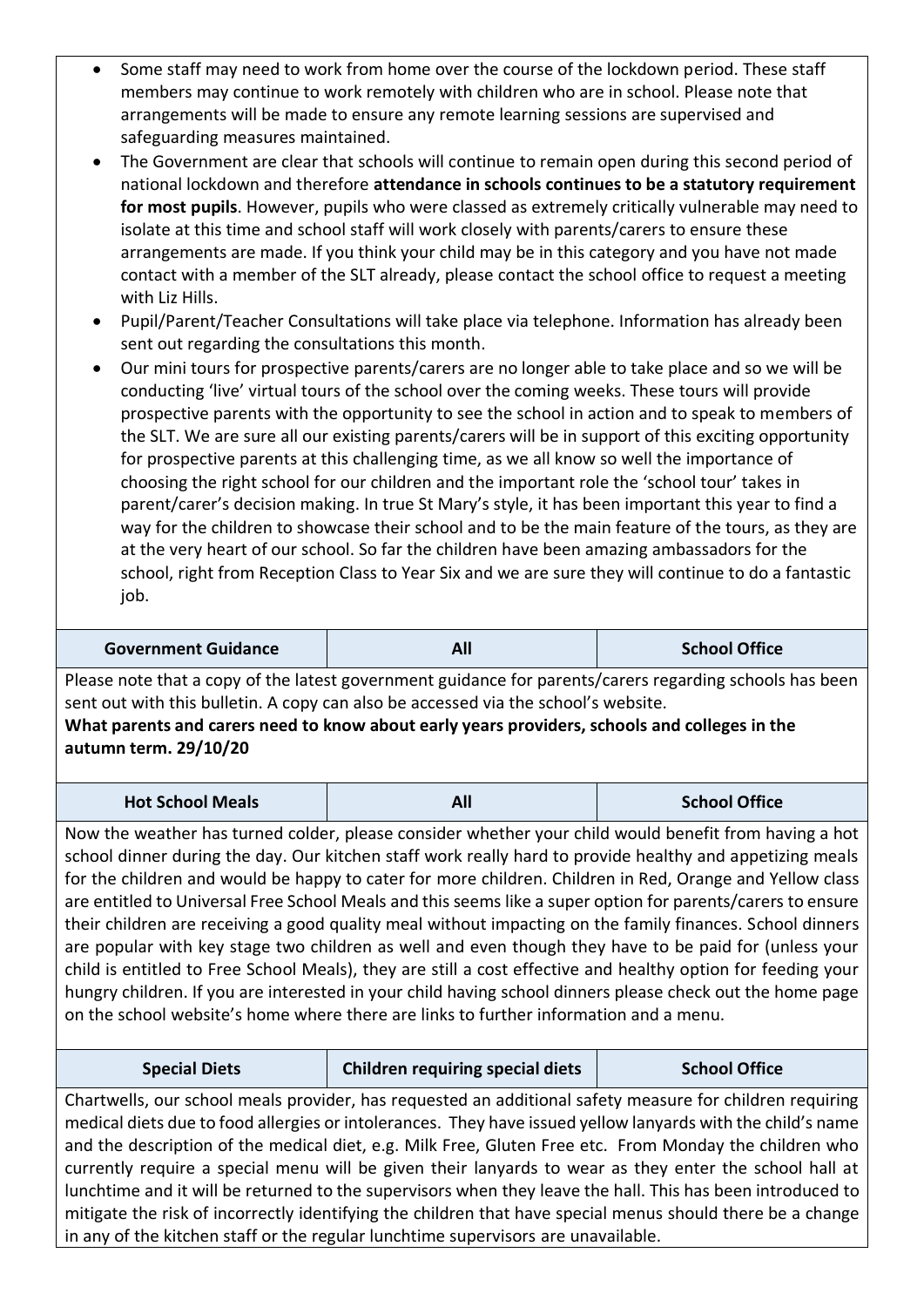- Some staff may need to work from home over the course of the lockdown period. These staff members may continue to work remotely with children who are in school. Please note that arrangements will be made to ensure any remote learning sessions are supervised and safeguarding measures maintained.
- The Government are clear that schools will continue to remain open during this second period of national lockdown and therefore **attendance in schools continues to be a statutory requirement for most pupils**. However, pupils who were classed as extremely critically vulnerable may need to isolate at this time and school staff will work closely with parents/carers to ensure these arrangements are made. If you think your child may be in this category and you have not made contact with a member of the SLT already, please contact the school office to request a meeting with Liz Hills.
- Pupil/Parent/Teacher Consultations will take place via telephone. Information has already been sent out regarding the consultations this month.
- Our mini tours for prospective parents/carers are no longer able to take place and so we will be conducting 'live' virtual tours of the school over the coming weeks. These tours will provide prospective parents with the opportunity to see the school in action and to speak to members of the SLT. We are sure all our existing parents/carers will be in support of this exciting opportunity for prospective parents at this challenging time, as we all know so well the importance of choosing the right school for our children and the important role the 'school tour' takes in parent/carer's decision making. In true St Mary's style, it has been important this year to find a way for the children to showcase their school and to be the main feature of the tours, as they are at the very heart of our school. So far the children have been amazing ambassadors for the school, right from Reception Class to Year Six and we are sure they will continue to do a fantastic job.

| Government Guidance | All | School Office |
|---|---|---|

Please note that a copy of the latest government guidance for parents/carers regarding schools has been sent out with this bulletin. A copy can also be accessed via the school's website.

**What parents and carers need to know about early years providers, schools and colleges in the autumn term. 29/10/20**

| Hot School Meals | All | School Office |
|---|---|---|

Now the weather has turned colder, please consider whether your child would benefit from having a hot school dinner during the day. Our kitchen staff work really hard to provide healthy and appetizing meals for the children and would be happy to cater for more children. Children in Red, Orange and Yellow class are entitled to Universal Free School Meals and this seems like a super option for parents/carers to ensure their children are receiving a good quality meal without impacting on the family finances. School dinners are popular with key stage two children as well and even though they have to be paid for (unless your child is entitled to Free School Meals), they are still a cost effective and healthy option for feeding your hungry children. If you are interested in your child having school dinners please check out the home page on the school website's home where there are links to further information and a menu.

| Special Diets | Children requiring special diets | School Office |
|---|---|---|

Chartwells, our school meals provider, has requested an additional safety measure for children requiring medical diets due to food allergies or intolerances. They have issued yellow lanyards with the child's name and the description of the medical diet, e.g. Milk Free, Gluten Free etc. From Monday the children who currently require a special menu will be given their lanyards to wear as they enter the school hall at lunchtime and it will be returned to the supervisors when they leave the hall. This has been introduced to mitigate the risk of incorrectly identifying the children that have special menus should there be a change in any of the kitchen staff or the regular lunchtime supervisors are unavailable.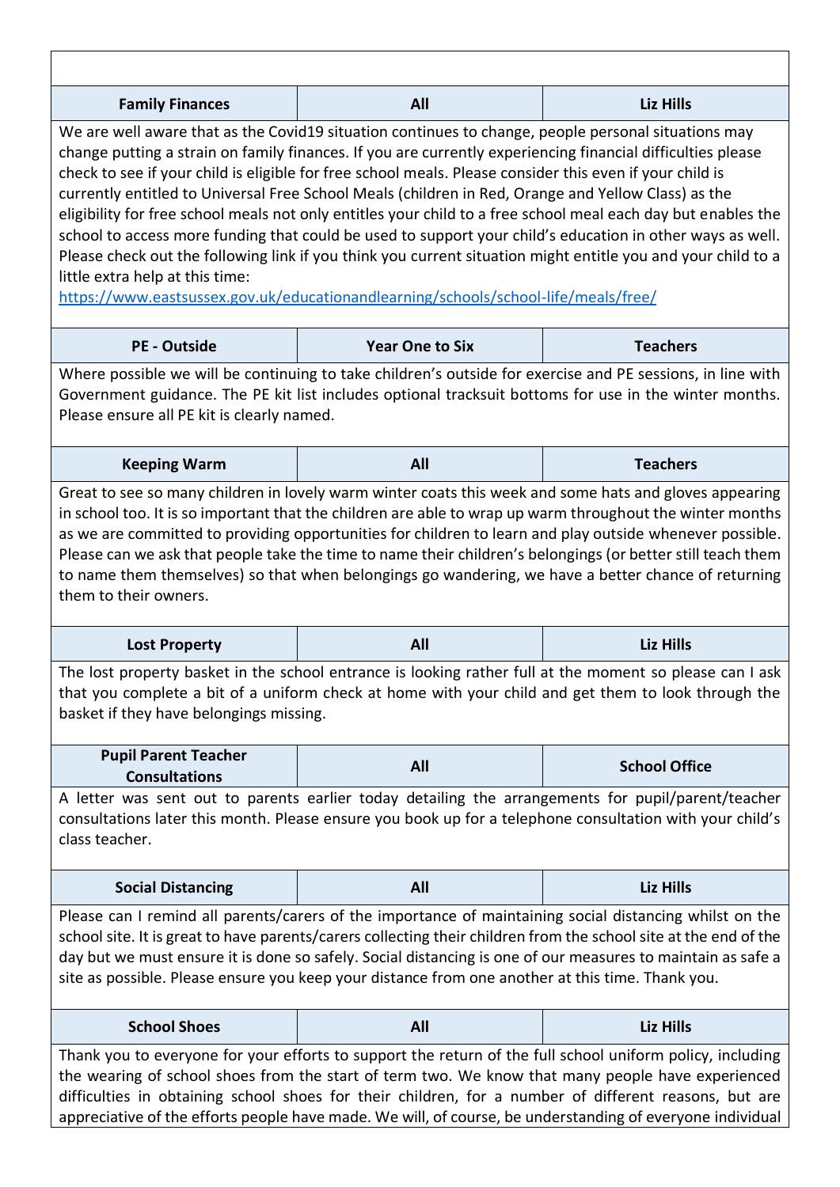| Family Finances | All | Liz Hills |
|---|---|---|

We are well aware that as the Covid19 situation continues to change, people personal situations may change putting a strain on family finances. If you are currently experiencing financial difficulties please check to see if your child is eligible for free school meals. Please consider this even if your child is currently entitled to Universal Free School Meals (children in Red, Orange and Yellow Class) as the eligibility for free school meals not only entitles your child to a free school meal each day but enables the school to access more funding that could be used to support your child's education in other ways as well. Please check out the following link if you think you current situation might entitle you and your child to a little extra help at this time:
https://www.eastsussex.gov.uk/educationandlearning/schools/school-life/meals/free/

| PE - Outside | Year One to Six | Teachers |
|---|---|---|

Where possible we will be continuing to take children's outside for exercise and PE sessions, in line with Government guidance. The PE kit list includes optional tracksuit bottoms for use in the winter months. Please ensure all PE kit is clearly named.

| Keeping Warm | All | Teachers |
|---|---|---|

Great to see so many children in lovely warm winter coats this week and some hats and gloves appearing in school too. It is so important that the children are able to wrap up warm throughout the winter months as we are committed to providing opportunities for children to learn and play outside whenever possible. Please can we ask that people take the time to name their children's belongings (or better still teach them to name them themselves) so that when belongings go wandering, we have a better chance of returning them to their owners.

| Lost Property | All | Liz Hills |
|---|---|---|

The lost property basket in the school entrance is looking rather full at the moment so please can I ask that you complete a bit of a uniform check at home with your child and get them to look through the basket if they have belongings missing.

| Pupil Parent Teacher Consultations | All | School Office |
|---|---|---|

A letter was sent out to parents earlier today detailing the arrangements for pupil/parent/teacher consultations later this month. Please ensure you book up for a telephone consultation with your child's class teacher.

| Social Distancing | All | Liz Hills |
|---|---|---|

Please can I remind all parents/carers of the importance of maintaining social distancing whilst on the school site. It is great to have parents/carers collecting their children from the school site at the end of the day but we must ensure it is done so safely. Social distancing is one of our measures to maintain as safe a site as possible. Please ensure you keep your distance from one another at this time. Thank you.

| School Shoes | All | Liz Hills |
|---|---|---|

Thank you to everyone for your efforts to support the return of the full school uniform policy, including the wearing of school shoes from the start of term two. We know that many people have experienced difficulties in obtaining school shoes for their children, for a number of different reasons, but are appreciative of the efforts people have made. We will, of course, be understanding of everyone individual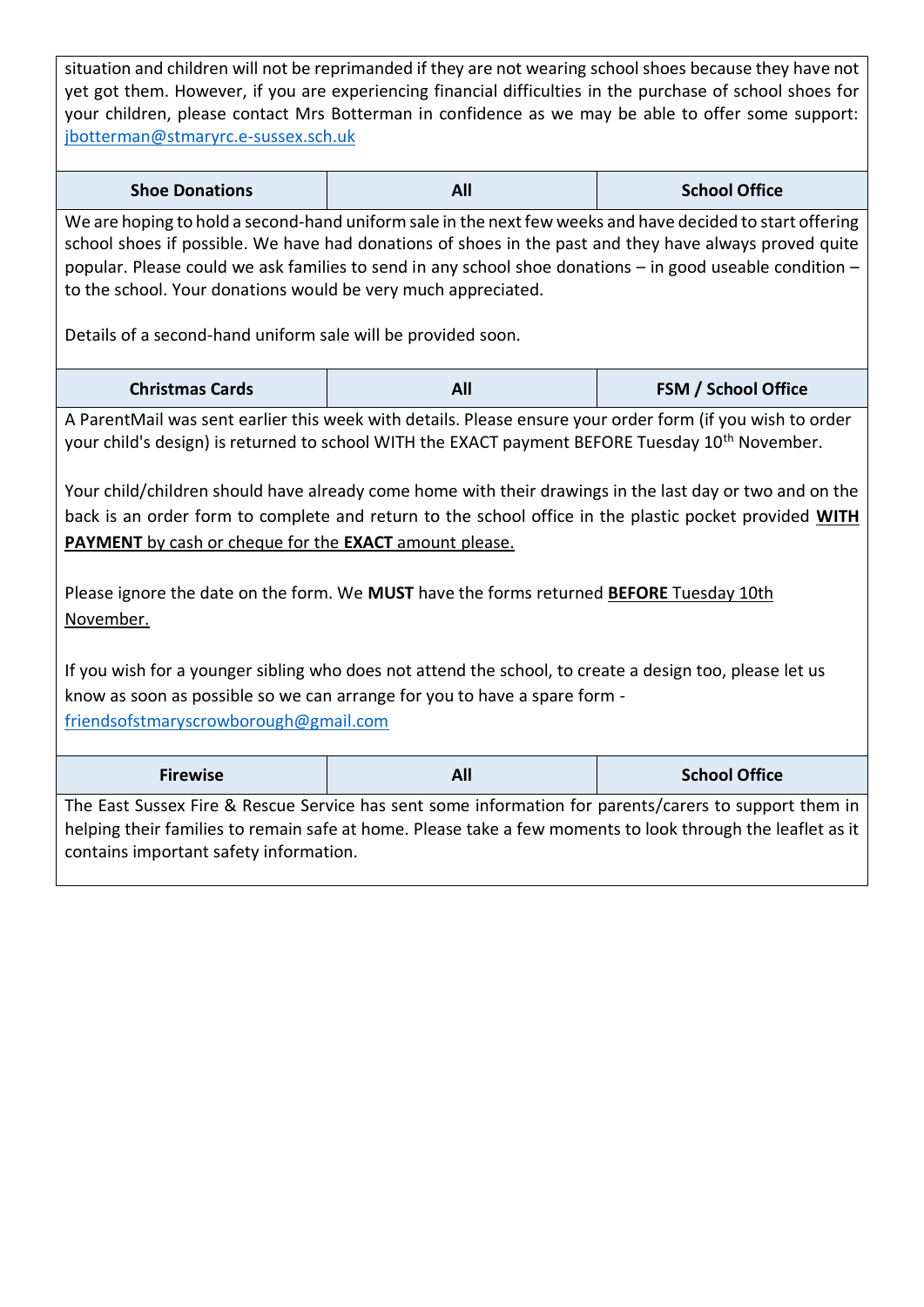situation and children will not be reprimanded if they are not wearing school shoes because they have not yet got them. However, if you are experiencing financial difficulties in the purchase of school shoes for your children, please contact Mrs Botterman in confidence as we may be able to offer some support: jbotterman@stmaryrc.e-sussex.sch.uk

| Shoe Donations | All | School Office |
|---|---|---|

We are hoping to hold a second-hand uniform sale in the next few weeks and have decided to start offering school shoes if possible. We have had donations of shoes in the past and they have always proved quite popular. Please could we ask families to send in any school shoe donations – in good useable condition – to the school. Your donations would be very much appreciated.

Details of a second-hand uniform sale will be provided soon.

| Christmas Cards | All | FSM / School Office |
|---|---|---|

A ParentMail was sent earlier this week with details. Please ensure your order form (if you wish to order your child's design) is returned to school WITH the EXACT payment BEFORE Tuesday 10th November.

Your child/children should have already come home with their drawings in the last day or two and on the back is an order form to complete and return to the school office in the plastic pocket provided **WITH PAYMENT** by cash or cheque for the **EXACT** amount please.

Please ignore the date on the form. We **MUST** have the forms returned **BEFORE** Tuesday 10th November.

If you wish for a younger sibling who does not attend the school, to create a design too, please let us know as soon as possible so we can arrange for you to have a spare form - friendsofstmaryscrowborough@gmail.com

| Firewise | All | School Office |
|---|---|---|

The East Sussex Fire & Rescue Service has sent some information for parents/carers to support them in helping their families to remain safe at home. Please take a few moments to look through the leaflet as it contains important safety information.